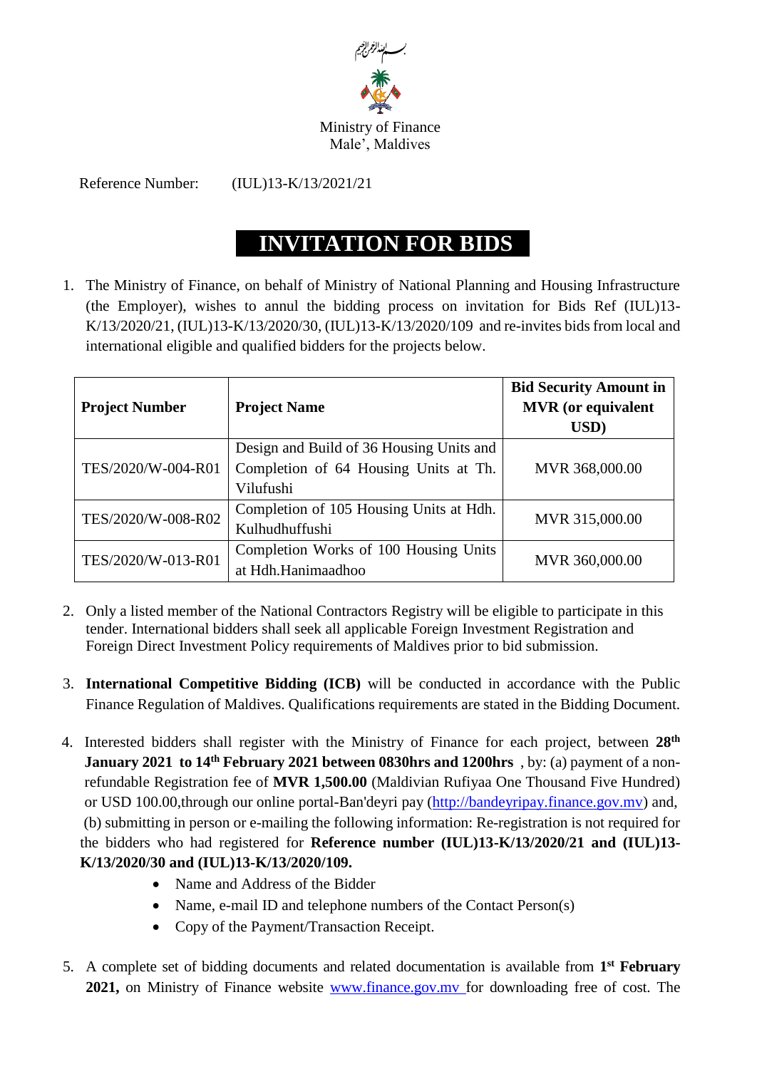بسم الله الرحمن الرحيم

Ministry of Finance
Male', Maldives

Reference Number: (IUL)13-K/13/2021/21

# INVITATION FOR BIDS

1. The Ministry of Finance, on behalf of Ministry of National Planning and Housing Infrastructure (the Employer), wishes to annul the bidding process on invitation for Bids Ref (IUL)13-K/13/2020/21, (IUL)13-K/13/2020/30, (IUL)13-K/13/2020/109 and re-invites bids from local and international eligible and qualified bidders for the projects below.

| Project Number | Project Name | Bid Security Amount in MVR (or equivalent USD) |
|---|---|---|
| TES/2020/W-004-R01 | Design and Build of 36 Housing Units and Completion of 64 Housing Units at Th. Vilufushi | MVR 368,000.00 |
| TES/2020/W-008-R02 | Completion of 105 Housing Units at Hdh. Kulhudhuffushi | MVR 315,000.00 |
| TES/2020/W-013-R01 | Completion Works of 100 Housing Units at Hdh.Hanimaadhoo | MVR 360,000.00 |

2. Only a listed member of the National Contractors Registry will be eligible to participate in this tender. International bidders shall seek all applicable Foreign Investment Registration and Foreign Direct Investment Policy requirements of Maldives prior to bid submission.

3. **International Competitive Bidding (ICB)** will be conducted in accordance with the Public Finance Regulation of Maldives. Qualifications requirements are stated in the Bidding Document.

4. Interested bidders shall register with the Ministry of Finance for each project, between **28th January 2021 to 14th February 2021 between 0830hrs and 1200hrs** , by: (a) payment of a non-refundable Registration fee of **MVR 1,500.00** (Maldivian Rufiyaa One Thousand Five Hundred) or USD 100.00,through our online portal-Ban'deyri pay (http://bandeyripay.finance.gov.mv) and, (b) submitting in person or e-mailing the following information: Re-registration is not required for the bidders who had registered for **Reference number (IUL)13-K/13/2020/21 and (IUL)13-K/13/2020/30 and (IUL)13-K/13/2020/109.**
   - Name and Address of the Bidder
   - Name, e-mail ID and telephone numbers of the Contact Person(s)
   - Copy of the Payment/Transaction Receipt.

5. A complete set of bidding documents and related documentation is available from **1st February 2021,** on Ministry of Finance website www.finance.gov.mv for downloading free of cost. The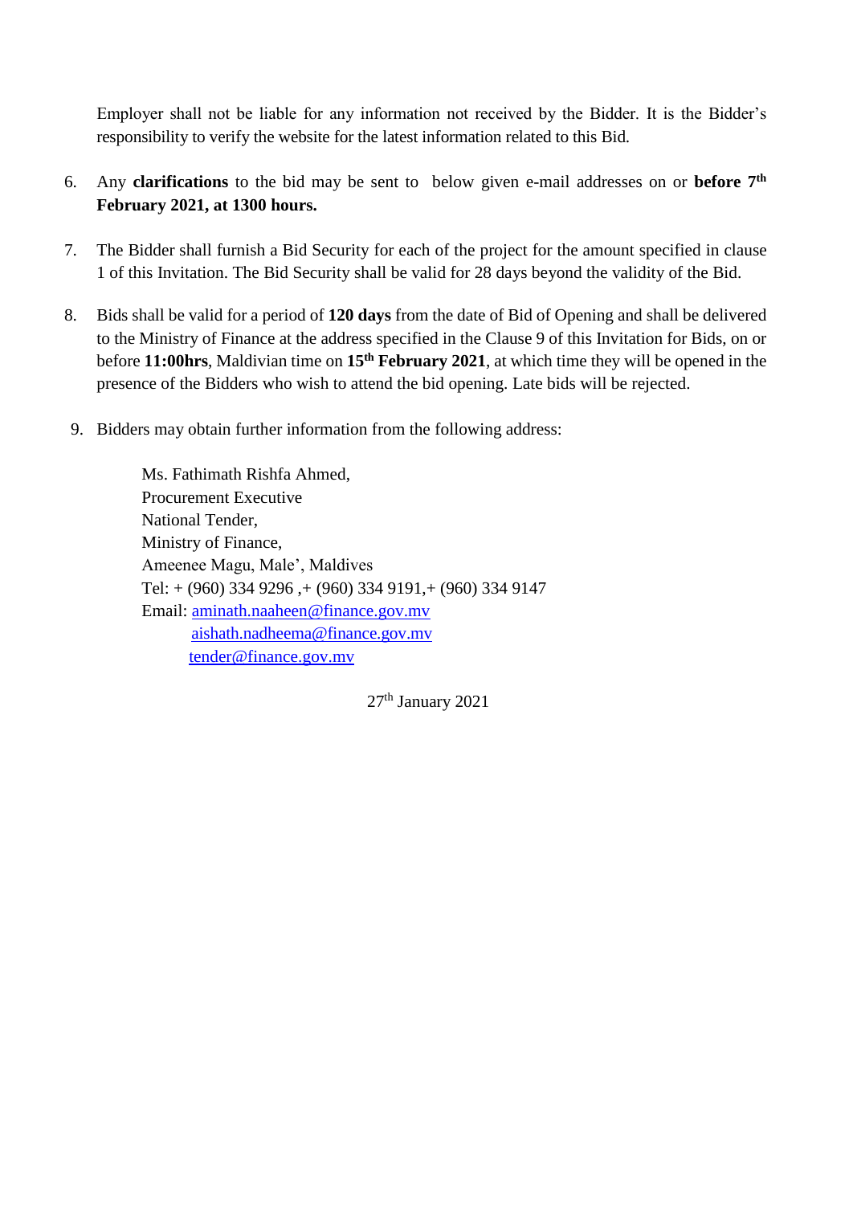Employer shall not be liable for any information not received by the Bidder. It is the Bidder's responsibility to verify the website for the latest information related to this Bid.

6. Any **clarifications** to the bid may be sent to below given e-mail addresses on or **before 7th February 2021, at 1300 hours.**

7. The Bidder shall furnish a Bid Security for each of the project for the amount specified in clause 1 of this Invitation. The Bid Security shall be valid for 28 days beyond the validity of the Bid.

8. Bids shall be valid for a period of **120 days** from the date of Bid of Opening and shall be delivered to the Ministry of Finance at the address specified in the Clause 9 of this Invitation for Bids, on or before **11:00hrs**, Maldivian time on **15th February 2021**, at which time they will be opened in the presence of the Bidders who wish to attend the bid opening. Late bids will be rejected.

9. Bidders may obtain further information from the following address:

   Ms. Fathimath Rishfa Ahmed,
   Procurement Executive
   National Tender,
   Ministry of Finance,
   Ameenee Magu, Male', Maldives
   Tel: + (960) 334 9296 ,+ (960) 334 9191,+ (960) 334 9147
   Email: aminath.naaheen@finance.gov.mv
   aishath.nadheema@finance.gov.mv
   tender@finance.gov.mv

27th January 2021